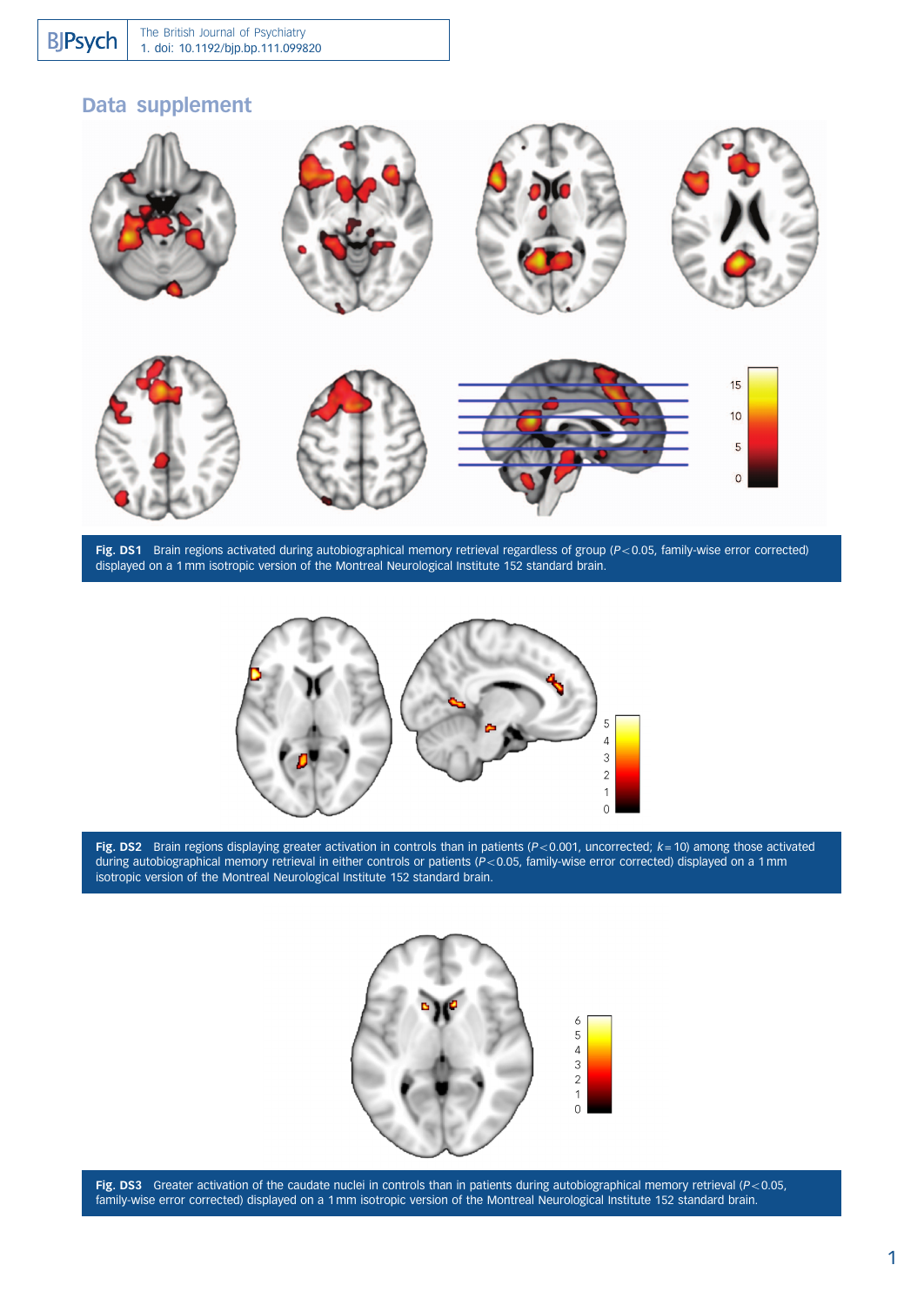## Data supplement

Fig. DS1 Brain regions activated during autobiographical memory retrieval regardless of group ($P < 0.05$, family-wise error corrected) displayed on a 1 mm isotropic version of the Montreal Neurological Institute 152 standard brain.

Fig. DS2 Brain regions displaying greater activation in controls than in patients ($P < 0.001$, uncorrected; $k = 10$) among those activated during autobiographical memory retrieval in either controls or patients ($P < 0.05$, family-wise error corrected) displayed on a 1 mm isotropic version of the Montreal Neurological Institute 152 standard brain.

Fig. DS3 Greater activation of the caudate nuclei in controls than in patients during autobiographical memory retrieval ($P < 0.05$, family-wise error corrected) displayed on a 1 mm isotropic version of the Montreal Neurological Institute 152 standard brain.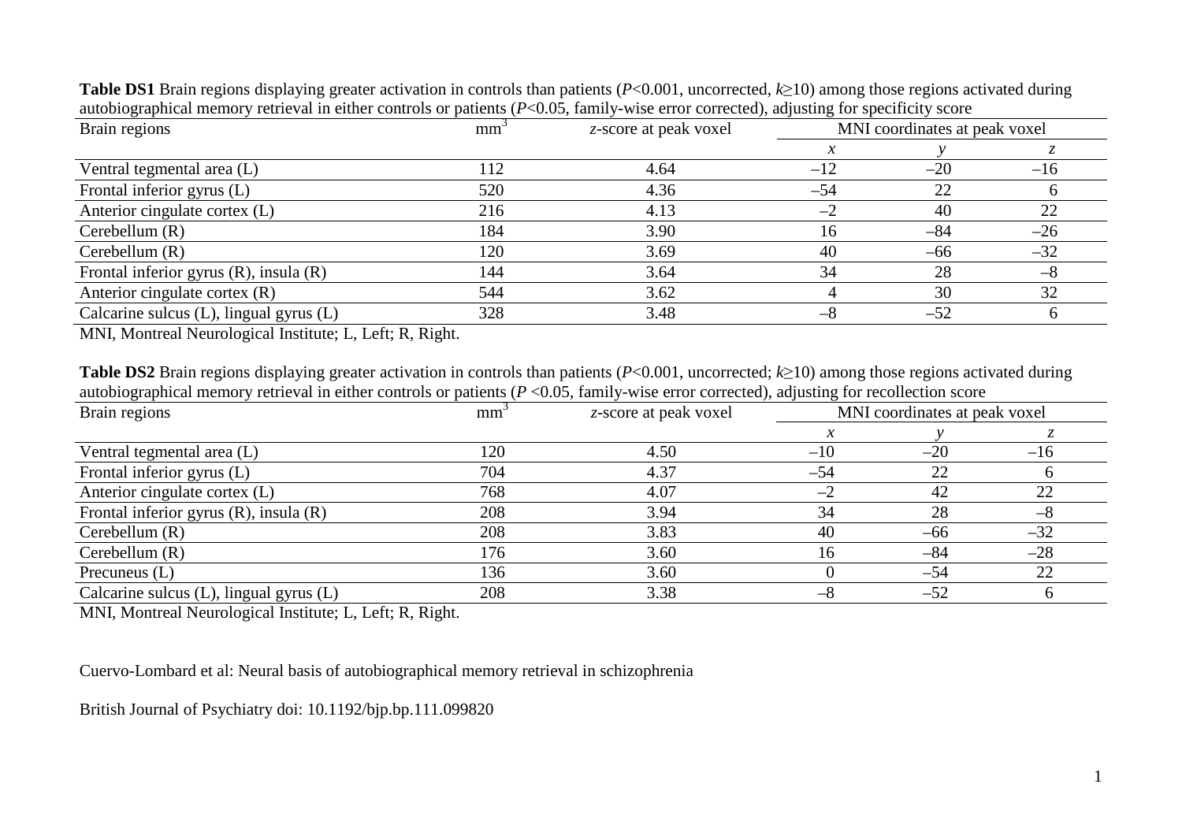**Table DS1** Brain regions displaying greater activation in controls than patients ($P$<0.001, uncorrected, $k$≥10) among those regions activated during autobiographical memory retrieval in either controls or patients ($P$<0.05, family-wise error corrected), adjusting for specificity score

| Brain regions | $mm^3$ | $z$-score at peak voxel | MNI coordinates at peak voxel | | |
|---|---|---|---|---|---|
| | | | $x$ | $y$ | $z$ |
| Ventral tegmental area (L) | 112 | 4.64 | –12 | –20 | –16 |
| Frontal inferior gyrus (L) | 520 | 4.36 | –54 | 22 | 6 |
| Anterior cingulate cortex (L) | 216 | 4.13 | –2 | 40 | 22 |
| Cerebellum (R) | 184 | 3.90 | 16 | –84 | –26 |
| Cerebellum (R) | 120 | 3.69 | 40 | –66 | –32 |
| Frontal inferior gyrus (R), insula (R) | 144 | 3.64 | 34 | 28 | –8 |
| Anterior cingulate cortex (R) | 544 | 3.62 | 4 | 30 | 32 |
| Calcarine sulcus (L), lingual gyrus (L) | 328 | 3.48 | –8 | –52 | 6 |

MNI, Montreal Neurological Institute; L, Left; R, Right.

**Table DS2** Brain regions displaying greater activation in controls than patients ($P$<0.001, uncorrected; $k$≥10) among those regions activated during autobiographical memory retrieval in either controls or patients ($P$ <0.05, family-wise error corrected), adjusting for recollection score

| Brain regions | $mm^3$ | $z$-score at peak voxel | MNI coordinates at peak voxel | | |
|---|---|---|---|---|---|
| | | | $x$ | $y$ | $z$ |
| Ventral tegmental area (L) | 120 | 4.50 | –10 | –20 | –16 |
| Frontal inferior gyrus (L) | 704 | 4.37 | –54 | 22 | 6 |
| Anterior cingulate cortex (L) | 768 | 4.07 | –2 | 42 | 22 |
| Frontal inferior gyrus (R), insula (R) | 208 | 3.94 | 34 | 28 | –8 |
| Cerebellum (R) | 208 | 3.83 | 40 | –66 | –32 |
| Cerebellum (R) | 176 | 3.60 | 16 | –84 | –28 |
| Precuneus (L) | 136 | 3.60 | 0 | –54 | 22 |
| Calcarine sulcus (L), lingual gyrus (L) | 208 | 3.38 | –8 | –52 | 6 |

MNI, Montreal Neurological Institute; L, Left; R, Right.

Cuervo-Lombard et al: Neural basis of autobiographical memory retrieval in schizophrenia

British Journal of Psychiatry doi: 10.1192/bjp.bp.111.099820